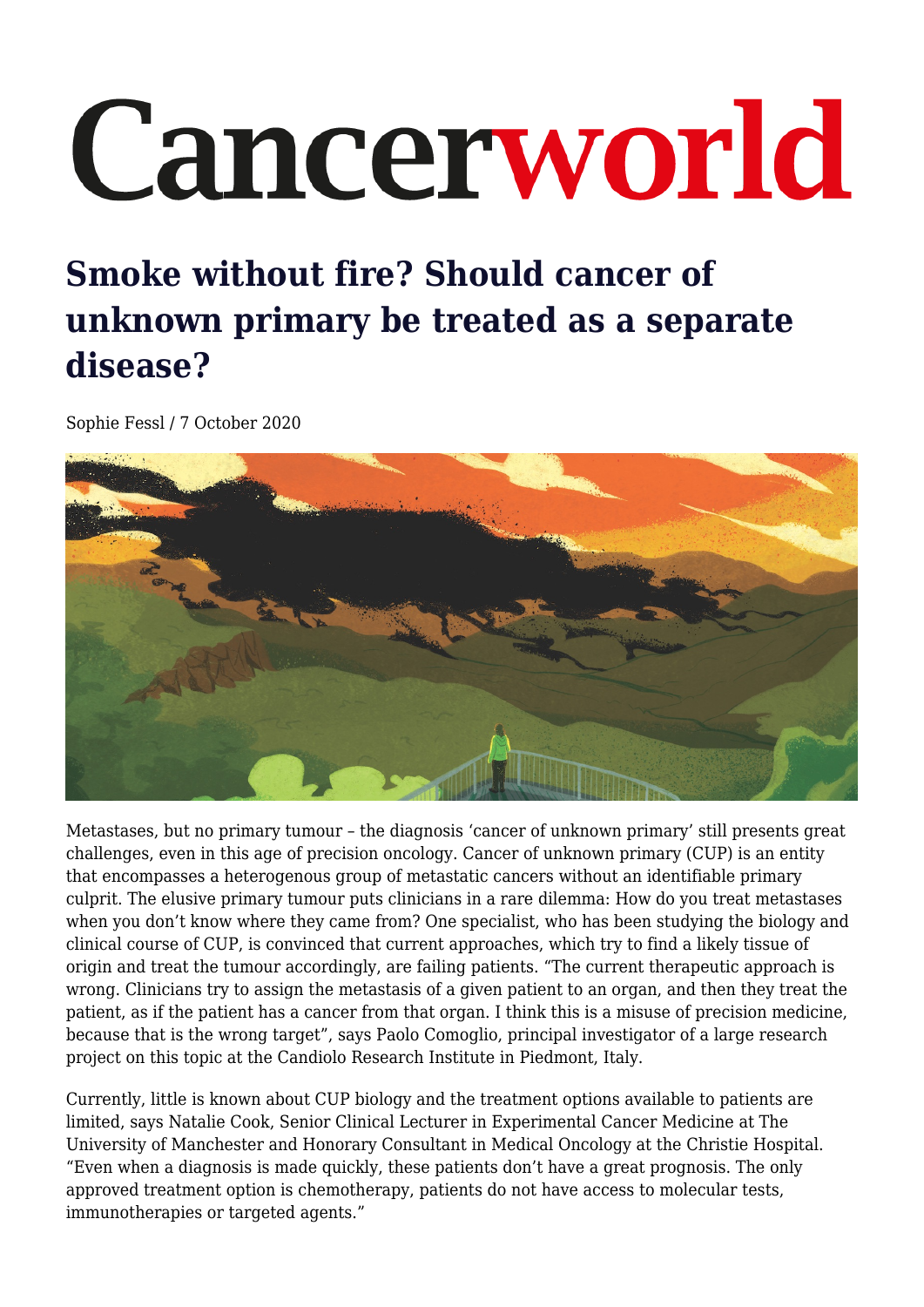# Cancerworld

## Smoke without fire? Should cancer of unknown primary be treated as a separate disease?

Sophie Fessl / 7 October 2020

Metastases, but no primary tumour – the diagnosis 'cancer of unknown primary' still presents great challenges, even in this age of precision oncology. Cancer of unknown primary (CUP) is an entity that encompasses a heterogenous group of metastatic cancers without an identifiable primary culprit. The elusive primary tumour puts clinicians in a rare dilemma: How do you treat metastases when you don't know where they came from? One specialist, who has been studying the biology and clinical course of CUP, is convinced that current approaches, which try to find a likely tissue of origin and treat the tumour accordingly, are failing patients. "The current therapeutic approach is wrong. Clinicians try to assign the metastasis of a given patient to an organ, and then they treat the patient, as if the patient has a cancer from that organ. I think this is a misuse of precision medicine, because that is the wrong target", says Paolo Comoglio, principal investigator of a large research project on this topic at the Candiolo Research Institute in Piedmont, Italy.

Currently, little is known about CUP biology and the treatment options available to patients are limited, says Natalie Cook, Senior Clinical Lecturer in Experimental Cancer Medicine at The University of Manchester and Honorary Consultant in Medical Oncology at the Christie Hospital. "Even when a diagnosis is made quickly, these patients don't have a great prognosis. The only approved treatment option is chemotherapy, patients do not have access to molecular tests, immunotherapies or targeted agents."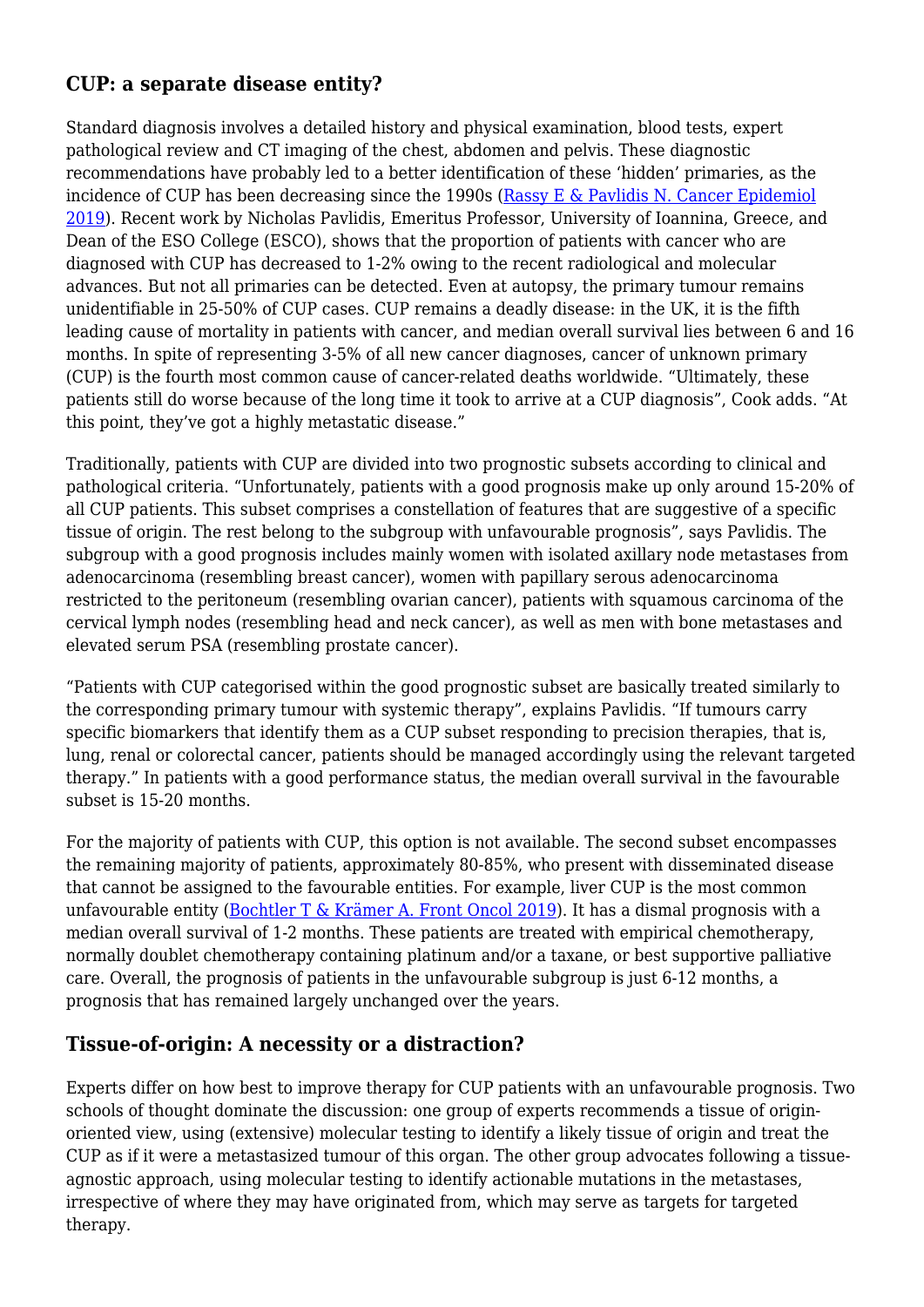## CUP: a separate disease entity?

Standard diagnosis involves a detailed history and physical examination, blood tests, expert pathological review and CT imaging of the chest, abdomen and pelvis. These diagnostic recommendations have probably led to a better identification of these 'hidden' primaries, as the incidence of CUP has been decreasing since the 1990s (Rassy E & Pavlidis N. Cancer Epidemiol 2019). Recent work by Nicholas Pavlidis, Emeritus Professor, University of Ioannina, Greece, and Dean of the ESO College (ESCO), shows that the proportion of patients with cancer who are diagnosed with CUP has decreased to 1-2% owing to the recent radiological and molecular advances. But not all primaries can be detected. Even at autopsy, the primary tumour remains unidentifiable in 25-50% of CUP cases. CUP remains a deadly disease: in the UK, it is the fifth leading cause of mortality in patients with cancer, and median overall survival lies between 6 and 16 months. In spite of representing 3-5% of all new cancer diagnoses, cancer of unknown primary (CUP) is the fourth most common cause of cancer-related deaths worldwide. "Ultimately, these patients still do worse because of the long time it took to arrive at a CUP diagnosis", Cook adds. "At this point, they've got a highly metastatic disease."

Traditionally, patients with CUP are divided into two prognostic subsets according to clinical and pathological criteria. "Unfortunately, patients with a good prognosis make up only around 15-20% of all CUP patients. This subset comprises a constellation of features that are suggestive of a specific tissue of origin. The rest belong to the subgroup with unfavourable prognosis", says Pavlidis. The subgroup with a good prognosis includes mainly women with isolated axillary node metastases from adenocarcinoma (resembling breast cancer), women with papillary serous adenocarcinoma restricted to the peritoneum (resembling ovarian cancer), patients with squamous carcinoma of the cervical lymph nodes (resembling head and neck cancer), as well as men with bone metastases and elevated serum PSA (resembling prostate cancer).

"Patients with CUP categorised within the good prognostic subset are basically treated similarly to the corresponding primary tumour with systemic therapy", explains Pavlidis. "If tumours carry specific biomarkers that identify them as a CUP subset responding to precision therapies, that is, lung, renal or colorectal cancer, patients should be managed accordingly using the relevant targeted therapy." In patients with a good performance status, the median overall survival in the favourable subset is 15-20 months.

For the majority of patients with CUP, this option is not available. The second subset encompasses the remaining majority of patients, approximately 80-85%, who present with disseminated disease that cannot be assigned to the favourable entities. For example, liver CUP is the most common unfavourable entity (Bochtler T & Krämer A. Front Oncol 2019). It has a dismal prognosis with a median overall survival of 1-2 months. These patients are treated with empirical chemotherapy, normally doublet chemotherapy containing platinum and/or a taxane, or best supportive palliative care. Overall, the prognosis of patients in the unfavourable subgroup is just 6-12 months, a prognosis that has remained largely unchanged over the years.

## Tissue-of-origin: A necessity or a distraction?

Experts differ on how best to improve therapy for CUP patients with an unfavourable prognosis. Two schools of thought dominate the discussion: one group of experts recommends a tissue of origin-oriented view, using (extensive) molecular testing to identify a likely tissue of origin and treat the CUP as if it were a metastasized tumour of this organ. The other group advocates following a tissue-agnostic approach, using molecular testing to identify actionable mutations in the metastases, irrespective of where they may have originated from, which may serve as targets for targeted therapy.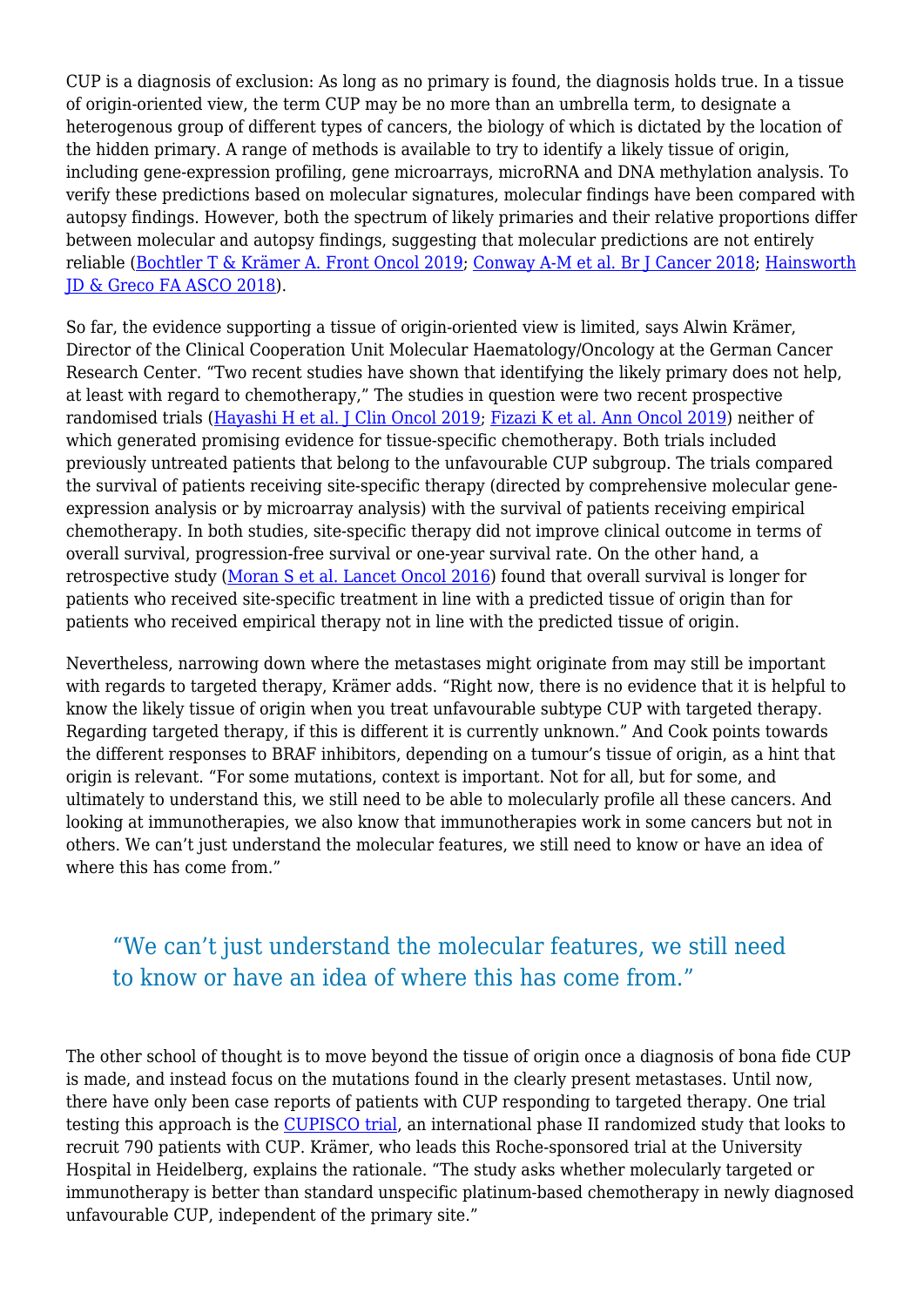CUP is a diagnosis of exclusion: As long as no primary is found, the diagnosis holds true. In a tissue of origin-oriented view, the term CUP may be no more than an umbrella term, to designate a heterogenous group of different types of cancers, the biology of which is dictated by the location of the hidden primary. A range of methods is available to try to identify a likely tissue of origin, including gene-expression profiling, gene microarrays, microRNA and DNA methylation analysis. To verify these predictions based on molecular signatures, molecular findings have been compared with autopsy findings. However, both the spectrum of likely primaries and their relative proportions differ between molecular and autopsy findings, suggesting that molecular predictions are not entirely reliable (Bochtler T & Krämer A. Front Oncol 2019; Conway A-M et al. Br J Cancer 2018; Hainsworth JD & Greco FA ASCO 2018).

So far, the evidence supporting a tissue of origin-oriented view is limited, says Alwin Krämer, Director of the Clinical Cooperation Unit Molecular Haematology/Oncology at the German Cancer Research Center. "Two recent studies have shown that identifying the likely primary does not help, at least with regard to chemotherapy," The studies in question were two recent prospective randomised trials (Hayashi H et al. J Clin Oncol 2019; Fizazi K et al. Ann Oncol 2019) neither of which generated promising evidence for tissue-specific chemotherapy. Both trials included previously untreated patients that belong to the unfavourable CUP subgroup. The trials compared the survival of patients receiving site-specific therapy (directed by comprehensive molecular gene-expression analysis or by microarray analysis) with the survival of patients receiving empirical chemotherapy. In both studies, site-specific therapy did not improve clinical outcome in terms of overall survival, progression-free survival or one-year survival rate. On the other hand, a retrospective study (Moran S et al. Lancet Oncol 2016) found that overall survival is longer for patients who received site-specific treatment in line with a predicted tissue of origin than for patients who received empirical therapy not in line with the predicted tissue of origin.

Nevertheless, narrowing down where the metastases might originate from may still be important with regards to targeted therapy, Krämer adds. "Right now, there is no evidence that it is helpful to know the likely tissue of origin when you treat unfavourable subtype CUP with targeted therapy. Regarding targeted therapy, if this is different it is currently unknown." And Cook points towards the different responses to BRAF inhibitors, depending on a tumour's tissue of origin, as a hint that origin is relevant. "For some mutations, context is important. Not for all, but for some, and ultimately to understand this, we still need to be able to molecularly profile all these cancers. And looking at immunotherapies, we also know that immunotherapies work in some cancers but not in others. We can't just understand the molecular features, we still need to know or have an idea of where this has come from."

> "We can't just understand the molecular features, we still need to know or have an idea of where this has come from."

The other school of thought is to move beyond the tissue of origin once a diagnosis of bona fide CUP is made, and instead focus on the mutations found in the clearly present metastases. Until now, there have only been case reports of patients with CUP responding to targeted therapy. One trial testing this approach is the CUPISCO trial, an international phase II randomized study that looks to recruit 790 patients with CUP. Krämer, who leads this Roche-sponsored trial at the University Hospital in Heidelberg, explains the rationale. "The study asks whether molecularly targeted or immunotherapy is better than standard unspecific platinum-based chemotherapy in newly diagnosed unfavourable CUP, independent of the primary site."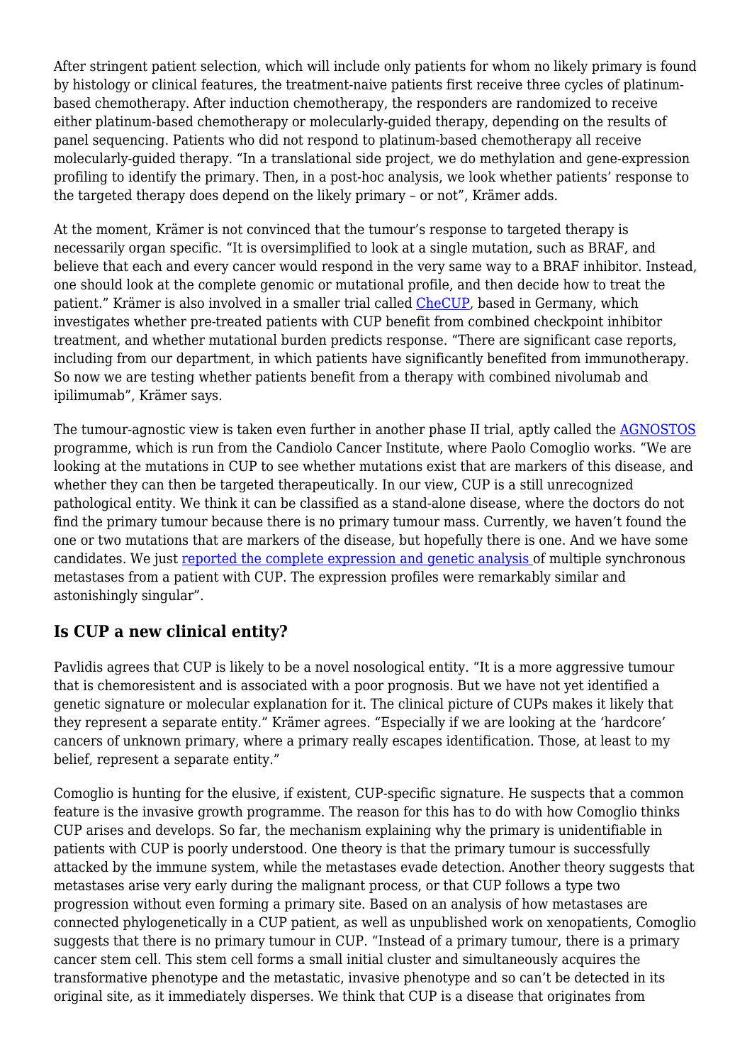After stringent patient selection, which will include only patients for whom no likely primary is found by histology or clinical features, the treatment-naive patients first receive three cycles of platinum-based chemotherapy. After induction chemotherapy, the responders are randomized to receive either platinum-based chemotherapy or molecularly-guided therapy, depending on the results of panel sequencing. Patients who did not respond to platinum-based chemotherapy all receive molecularly-guided therapy. "In a translational side project, we do methylation and gene-expression profiling to identify the primary. Then, in a post-hoc analysis, we look whether patients' response to the targeted therapy does depend on the likely primary – or not", Krämer adds.

At the moment, Krämer is not convinced that the tumour's response to targeted therapy is necessarily organ specific. "It is oversimplified to look at a single mutation, such as BRAF, and believe that each and every cancer would respond in the very same way to a BRAF inhibitor. Instead, one should look at the complete genomic or mutational profile, and then decide how to treat the patient." Krämer is also involved in a smaller trial called CheCUP, based in Germany, which investigates whether pre-treated patients with CUP benefit from combined checkpoint inhibitor treatment, and whether mutational burden predicts response. "There are significant case reports, including from our department, in which patients have significantly benefited from immunotherapy. So now we are testing whether patients benefit from a therapy with combined nivolumab and ipilimumab", Krämer says.

The tumour-agnostic view is taken even further in another phase II trial, aptly called the AGNOSTOS programme, which is run from the Candiolo Cancer Institute, where Paolo Comoglio works. "We are looking at the mutations in CUP to see whether mutations exist that are markers of this disease, and whether they can then be targeted therapeutically. In our view, CUP is a still unrecognized pathological entity. We think it can be classified as a stand-alone disease, where the doctors do not find the primary tumour because there is no primary tumour mass. Currently, we haven't found the one or two mutations that are markers of the disease, but hopefully there is one. And we have some candidates. We just reported the complete expression and genetic analysis of multiple synchronous metastases from a patient with CUP. The expression profiles were remarkably similar and astonishingly singular".

## Is CUP a new clinical entity?

Pavlidis agrees that CUP is likely to be a novel nosological entity. "It is a more aggressive tumour that is chemoresistent and is associated with a poor prognosis. But we have not yet identified a genetic signature or molecular explanation for it. The clinical picture of CUPs makes it likely that they represent a separate entity." Krämer agrees. "Especially if we are looking at the 'hardcore' cancers of unknown primary, where a primary really escapes identification. Those, at least to my belief, represent a separate entity."

Comoglio is hunting for the elusive, if existent, CUP-specific signature. He suspects that a common feature is the invasive growth programme. The reason for this has to do with how Comoglio thinks CUP arises and develops. So far, the mechanism explaining why the primary is unidentifiable in patients with CUP is poorly understood. One theory is that the primary tumour is successfully attacked by the immune system, while the metastases evade detection. Another theory suggests that metastases arise very early during the malignant process, or that CUP follows a type two progression without even forming a primary site. Based on an analysis of how metastases are connected phylogenetically in a CUP patient, as well as unpublished work on xenopatients, Comoglio suggests that there is no primary tumour in CUP. "Instead of a primary tumour, there is a primary cancer stem cell. This stem cell forms a small initial cluster and simultaneously acquires the transformative phenotype and the metastatic, invasive phenotype and so can't be detected in its original site, as it immediately disperses. We think that CUP is a disease that originates from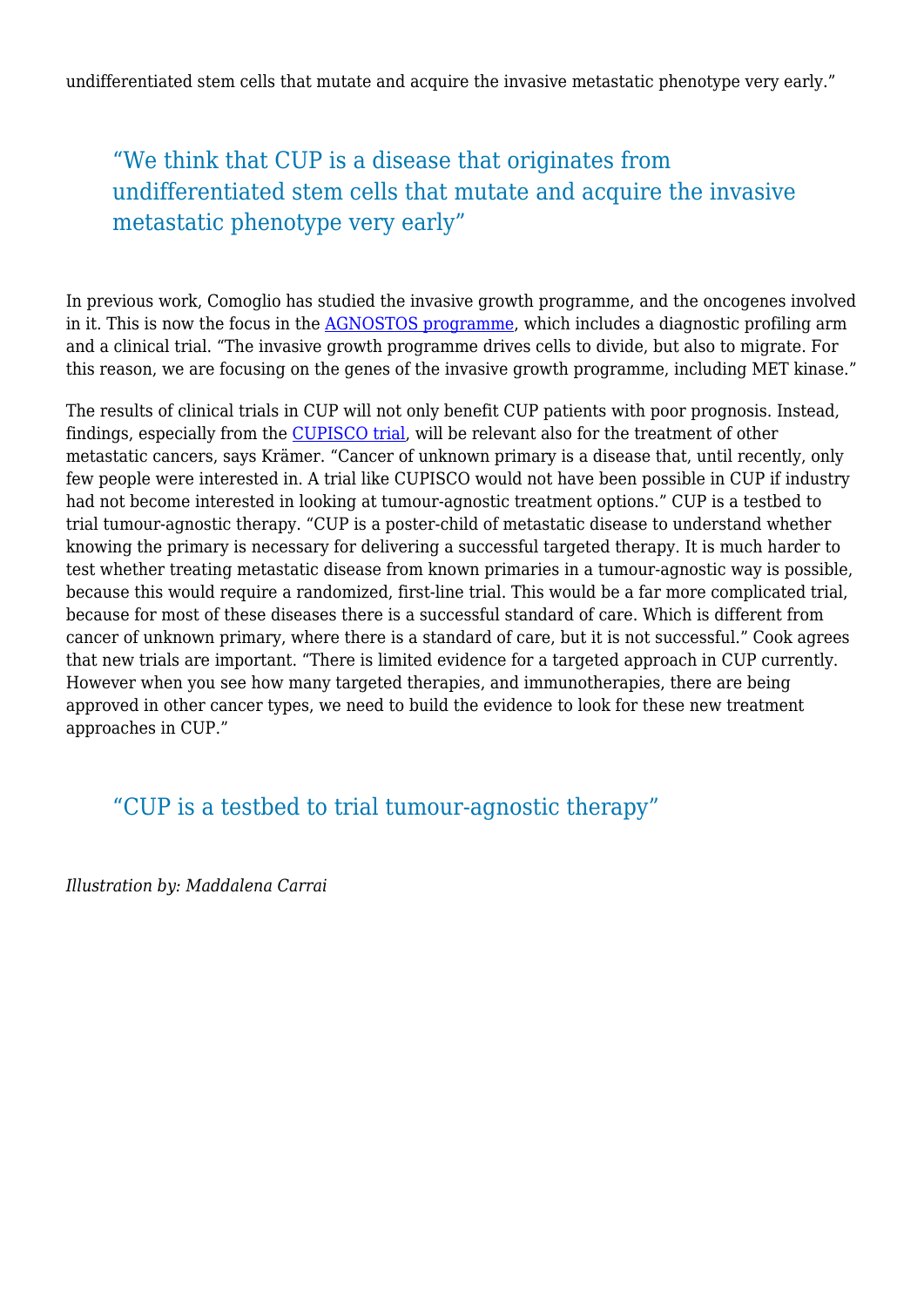undifferentiated stem cells that mutate and acquire the invasive metastatic phenotype very early."

> "We think that CUP is a disease that originates from undifferentiated stem cells that mutate and acquire the invasive metastatic phenotype very early"

In previous work, Comoglio has studied the invasive growth programme, and the oncogenes involved in it. This is now the focus in the [AGNOSTOS programme](), which includes a diagnostic profiling arm and a clinical trial. "The invasive growth programme drives cells to divide, but also to migrate. For this reason, we are focusing on the genes of the invasive growth programme, including MET kinase."

The results of clinical trials in CUP will not only benefit CUP patients with poor prognosis. Instead, findings, especially from the [CUPISCO trial](), will be relevant also for the treatment of other metastatic cancers, says Krämer. "Cancer of unknown primary is a disease that, until recently, only few people were interested in. A trial like CUPISCO would not have been possible in CUP if industry had not become interested in looking at tumour-agnostic treatment options." CUP is a testbed to trial tumour-agnostic therapy. "CUP is a poster-child of metastatic disease to understand whether knowing the primary is necessary for delivering a successful targeted therapy. It is much harder to test whether treating metastatic disease from known primaries in a tumour-agnostic way is possible, because this would require a randomized, first-line trial. This would be a far more complicated trial, because for most of these diseases there is a successful standard of care. Which is different from cancer of unknown primary, where there is a standard of care, but it is not successful." Cook agrees that new trials are important. "There is limited evidence for a targeted approach in CUP currently. However when you see how many targeted therapies, and immunotherapies, there are being approved in other cancer types, we need to build the evidence to look for these new treatment approaches in CUP."

> "CUP is a testbed to trial tumour-agnostic therapy"

*Illustration by: Maddalena Carrai*